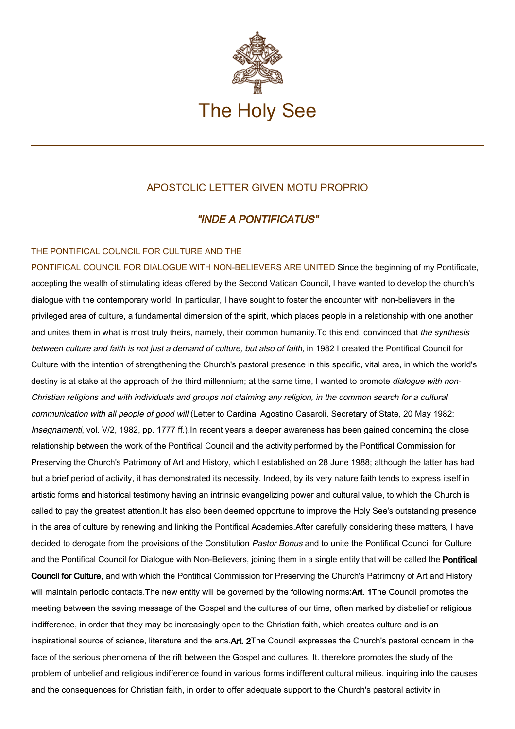# The Holy See

## APOSTOLIC LETTER GIVEN MOTU PROPRIO

## *"INDE A PONTIFICATUS"*

### THE PONTIFICAL COUNCIL FOR CULTURE AND THE PONTIFICAL COUNCIL FOR DIALOGUE WITH NON-BELIEVERS ARE UNITED

Since the beginning of my Pontificate, accepting the wealth of stimulating ideas offered by the Second Vatican Council, I have wanted to develop the church's dialogue with the contemporary world. In particular, I have sought to foster the encounter with non-believers in the privileged area of culture, a fundamental dimension of the spirit, which places people in a relationship with one another and unites them in what is most truly theirs, namely, their common humanity.

To this end, convinced that *the synthesis between culture and faith is not just a demand of culture, but also of faith,* in 1982 I created the Pontifical Council for Culture with the intention of strengthening the Church's pastoral presence in this specific, vital area, in which the world's destiny is at stake at the approach of the third millennium; at the same time, I wanted to promote *dialogue with non-Christian religions and with individuals and groups not claiming any religion, in the common search for a cultural communication with all people of good will* (Letter to Cardinal Agostino Casaroli, Secretary of State, 20 May 1982; *Insegnamenti*, vol. V/2, 1982, pp. 1777 ff.).

In recent years a deeper awareness has been gained concerning the close relationship between the work of the Pontifical Council and the activity performed by the Pontifical Commission for Preserving the Church's Patrimony of Art and History, which I established on 28 June 1988; although the latter has had but a brief period of activity, it has demonstrated its necessity. Indeed, by its very nature faith tends to express itself in artistic forms and historical testimony having an intrinsic evangelizing power and cultural value, to which the Church is called to pay the greatest attention.

It has also been deemed opportune to improve the Holy See's outstanding presence in the area of culture by renewing and linking the Pontifical Academies.

After carefully considering these matters, I have decided to derogate from the provisions of the Constitution *Pastor Bonus* and to unite the Pontifical Council for Culture and the Pontifical Council for Dialogue with Non-Believers, joining them in a single entity that will be called the **Pontifical Council for Culture**, and with which the Pontifical Commission for Preserving the Church's Patrimony of Art and History will maintain periodic contacts.

The new entity will be governed by the following norms:

**Art. 1** The Council promotes the meeting between the saving message of the Gospel and the cultures of our time, often marked by disbelief or religious indifference, in order that they may be increasingly open to the Christian faith, which creates culture and is an inspirational source of science, literature and the arts.

**Art. 2** The Council expresses the Church's pastoral concern in the face of the serious phenomena of the rift between the Gospel and cultures. It. therefore promotes the study of the problem of unbelief and religious indifference found in various forms indifferent cultural milieus, inquiring into the causes and the consequences for Christian faith, in order to offer adequate support to the Church's pastoral activity in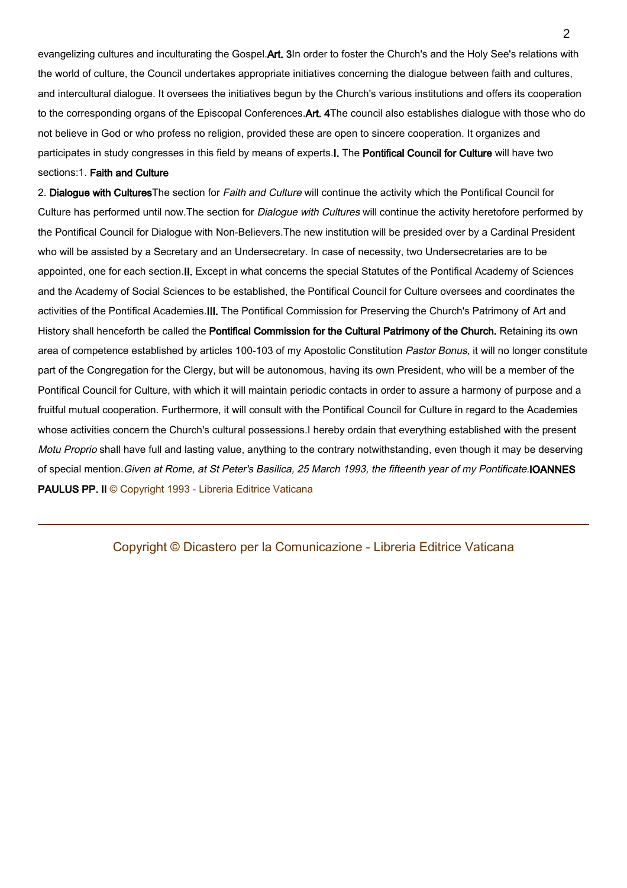evangelizing cultures and inculturating the Gospel.

**Art. 3** In order to foster the Church's and the Holy See's relations with the world of culture, the Council undertakes appropriate initiatives concerning the dialogue between faith and cultures, and intercultural dialogue. It oversees the initiatives begun by the Church's various institutions and offers its cooperation to the corresponding organs of the Episcopal Conferences.

**Art. 4** The council also establishes dialogue with those who do not believe in God or who profess no religion, provided these are open to sincere cooperation. It organizes and participates in study congresses in this field by means of experts.

**I.** The **Pontifical Council for Culture** will have two sections:

1. **Faith and Culture**
2. **Dialogue with Cultures**

The section for *Faith and Culture* will continue the activity which the Pontifical Council for Culture has performed until now.

The section for *Dialogue with Cultures* will continue the activity heretofore performed by the Pontifical Council for Dialogue with Non-Believers.

The new institution will be presided over by a Cardinal President who will be assisted by a Secretary and an Undersecretary. In case of necessity, two Undersecretaries are to be appointed, one for each section.

**II.** Except in what concerns the special Statutes of the Pontifical Academy of Sciences and the Academy of Social Sciences to be established, the Pontifical Council for Culture oversees and coordinates the activities of the Pontifical Academies.

**III.** The Pontifical Commission for Preserving the Church's Patrimony of Art and History shall henceforth be called the **Pontifical Commission for the Cultural Patrimony of the Church.** Retaining its own area of competence established by articles 100-103 of my Apostolic Constitution *Pastor Bonus,* it will no longer constitute part of the Congregation for the Clergy, but will be autonomous, having its own President, who will be a member of the Pontifical Council for Culture, with which it will maintain periodic contacts in order to assure a harmony of purpose and a fruitful mutual cooperation. Furthermore, it will consult with the Pontifical Council for Culture in regard to the Academies whose activities concern the Church's cultural possessions.

I hereby ordain that everything established with the present *Motu Proprio* shall have full and lasting value, anything to the contrary notwithstanding, even though it may be deserving of special mention.

*Given at Rome, at St Peter's Basilica, 25 March 1993, the fifteenth year of my Pontificate.*

**IOANNES PAULUS PP. II**

© Copyright 1993 - Libreria Editrice Vaticana

---

Copyright © Dicastero per la Comunicazione - Libreria Editrice Vaticana